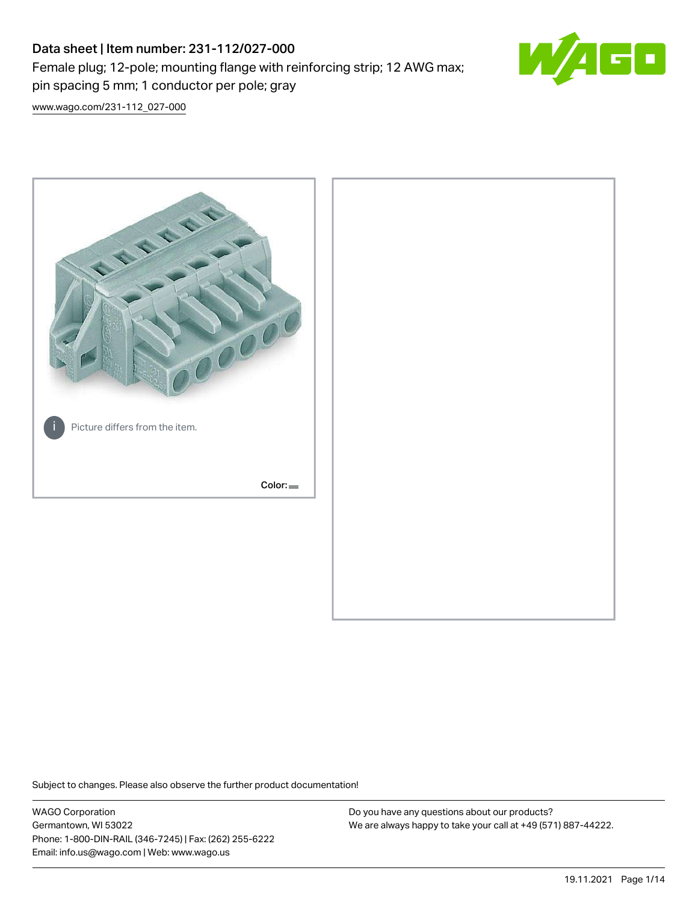# Data sheet | Item number: 231-112/027-000

Female plug; 12-pole; mounting flange with reinforcing strip; 12 AWG max; pin spacing 5 mm; 1 conductor per pole; gray

www.wago.com/231-112_027-000

Picture differs from the item.

Color:

Subject to changes. Please also observe the further product documentation!

WAGO Corporation
Germantown, WI 53022
Phone: 1-800-DIN-RAIL (346-7245) | Fax: (262) 255-6222
Email: info.us@wago.com | Web: www.wago.us

Do you have any questions about our products?
We are always happy to take your call at +49 (571) 887-44222.

19.11.2021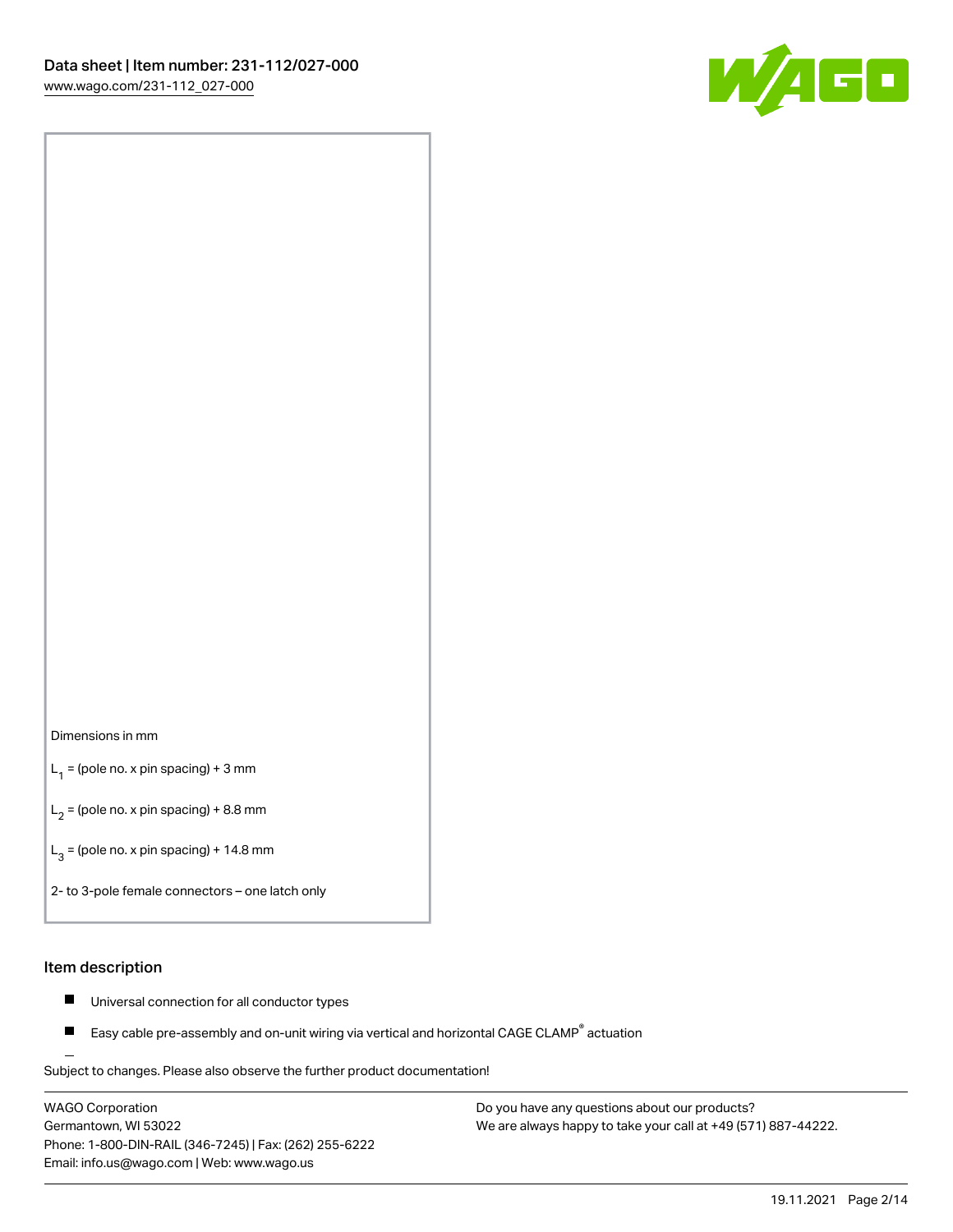Dimensions in mm

$L_1$ = (pole no. x pin spacing) + 3 mm

$L_2$ = (pole no. x pin spacing) + 8.8 mm

$L_3$ = (pole no. x pin spacing) + 14.8 mm

2- to 3-pole female connectors – one latch only

## Item description

- Universal connection for all conductor types
- Easy cable pre-assembly and on-unit wiring via vertical and horizontal CAGE CLAMP® actuation

Subject to changes. Please also observe the further product documentation!

WAGO Corporation
Germantown, WI 53022
Phone: 1-800-DIN-RAIL (346-7245) | Fax: (262) 255-6222
Email: info.us@wago.com | Web: www.wago.us

Do you have any questions about our products?
We are always happy to take your call at +49 (571) 887-44222.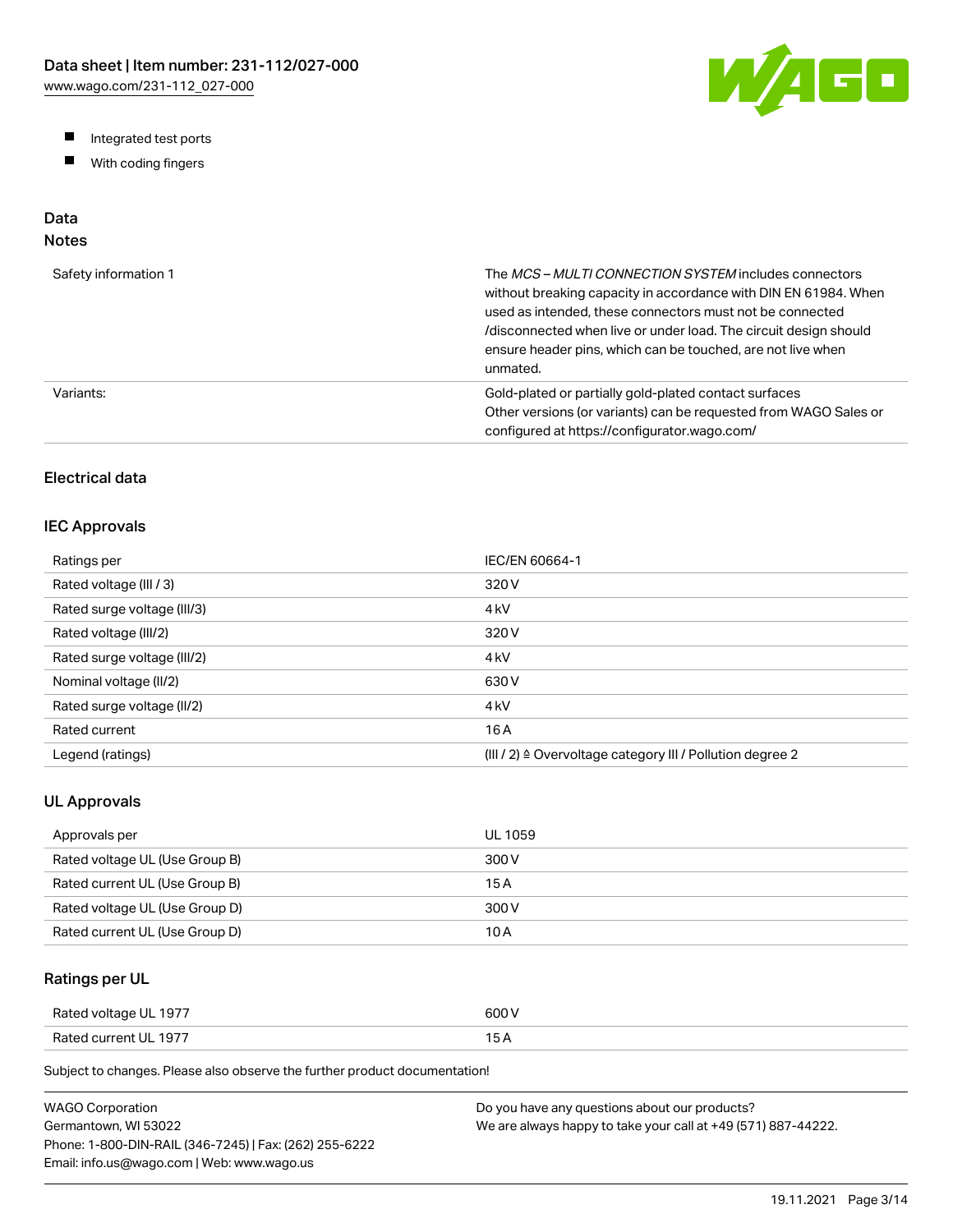- Integrated test ports
- With coding fingers

## Data

### Notes

| | |
|---|---|
| Safety information 1 | The *MCS – MULTI CONNECTION SYSTEM* includes connectors without breaking capacity in accordance with DIN EN 61984. When used as intended, these connectors must not be connected /disconnected when live or under load. The circuit design should ensure header pins, which can be touched, are not live when unmated. |
| Variants: | Gold-plated or partially gold-plated contact surfaces<br>Other versions (or variants) can be requested from WAGO Sales or configured at https://configurator.wago.com/ |

### Electrical data

### IEC Approvals

| | |
|---|---|
| Ratings per | IEC/EN 60664-1 |
| Rated voltage (III / 3) | 320 V |
| Rated surge voltage (III/3) | 4 kV |
| Rated voltage (III/2) | 320 V |
| Rated surge voltage (III/2) | 4 kV |
| Nominal voltage (II/2) | 630 V |
| Rated surge voltage (II/2) | 4 kV |
| Rated current | 16 A |
| Legend (ratings) | (III / 2) ≙ Overvoltage category III / Pollution degree 2 |

### UL Approvals

| | |
|---|---|
| Approvals per | UL 1059 |
| Rated voltage UL (Use Group B) | 300 V |
| Rated current UL (Use Group B) | 15 A |
| Rated voltage UL (Use Group D) | 300 V |
| Rated current UL (Use Group D) | 10 A |

### Ratings per UL

| | |
|---|---|
| Rated voltage UL 1977 | 600 V |
| Rated current UL 1977 | 15 A |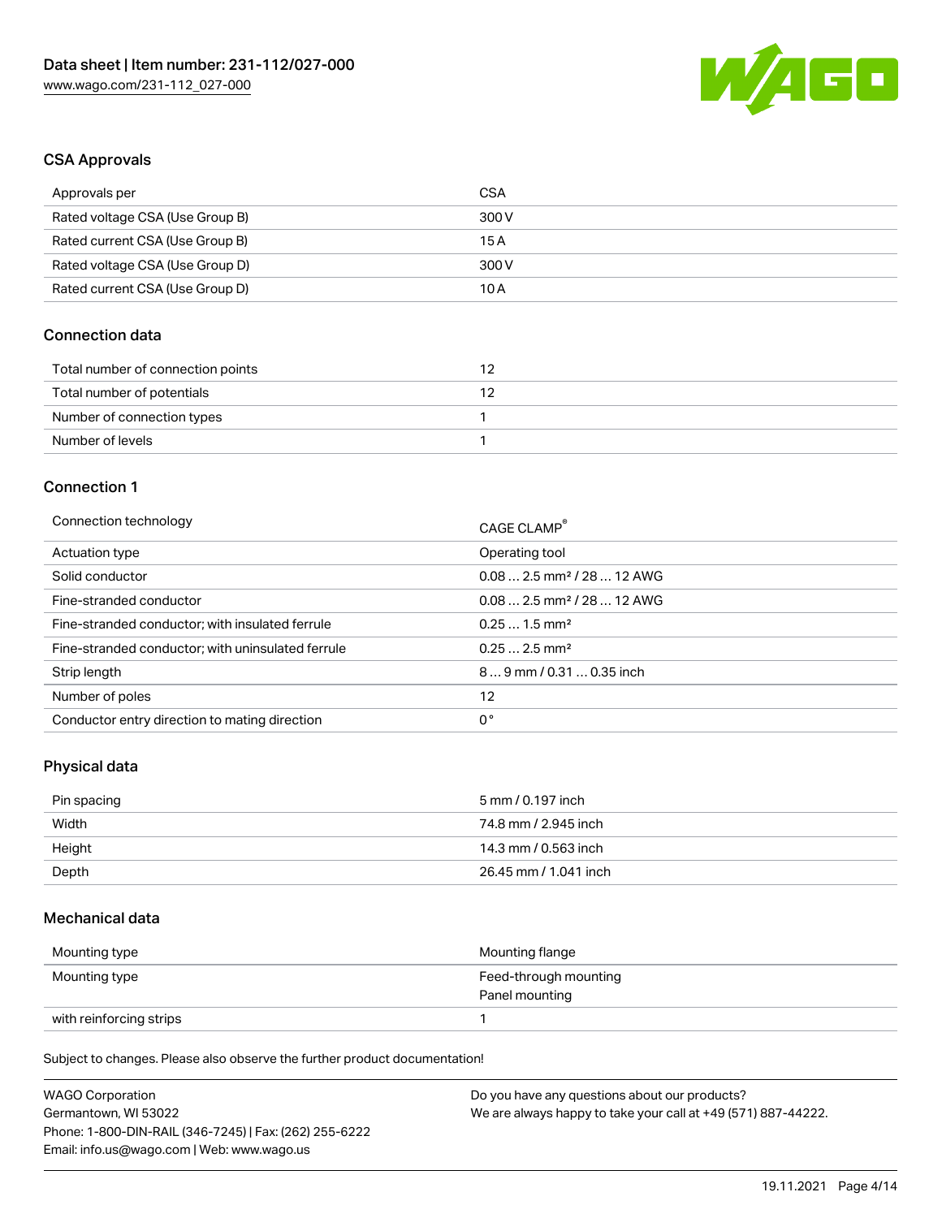## CSA Approvals

| Approvals per | CSA |
| --- | --- |
| Rated voltage CSA (Use Group B) | 300 V |
| Rated current CSA (Use Group B) | 15 A |
| Rated voltage CSA (Use Group D) | 300 V |
| Rated current CSA (Use Group D) | 10 A |

## Connection data

| Total number of connection points | 12 |
| --- | --- |
| Total number of potentials | 12 |
| Number of connection types | 1 |
| Number of levels | 1 |

## Connection 1

| Connection technology | CAGE CLAMP® |
| --- | --- |
| Actuation type | Operating tool |
| Solid conductor | 0.08 … 2.5 mm² / 28 … 12 AWG |
| Fine-stranded conductor | 0.08 … 2.5 mm² / 28 … 12 AWG |
| Fine-stranded conductor; with insulated ferrule | 0.25 … 1.5 mm² |
| Fine-stranded conductor; with uninsulated ferrule | 0.25 … 2.5 mm² |
| Strip length | 8 … 9 mm / 0.31 … 0.35 inch |
| Number of poles | 12 |
| Conductor entry direction to mating direction | 0 ° |

## Physical data

| Pin spacing | 5 mm / 0.197 inch |
| --- | --- |
| Width | 74.8 mm / 2.945 inch |
| Height | 14.3 mm / 0.563 inch |
| Depth | 26.45 mm / 1.041 inch |

## Mechanical data

| Mounting type | Mounting flange |
| --- | --- |
| Mounting type | Feed-through mounting<br>Panel mounting |
| with reinforcing strips | 1 |

Subject to changes. Please also observe the further product documentation!

WAGO Corporation
Germantown, WI 53022
Phone: 1-800-DIN-RAIL (346-7245) | Fax: (262) 255-6222
Email: info.us@wago.com | Web: www.wago.us

Do you have any questions about our products?
We are always happy to take your call at +49 (571) 887-44222.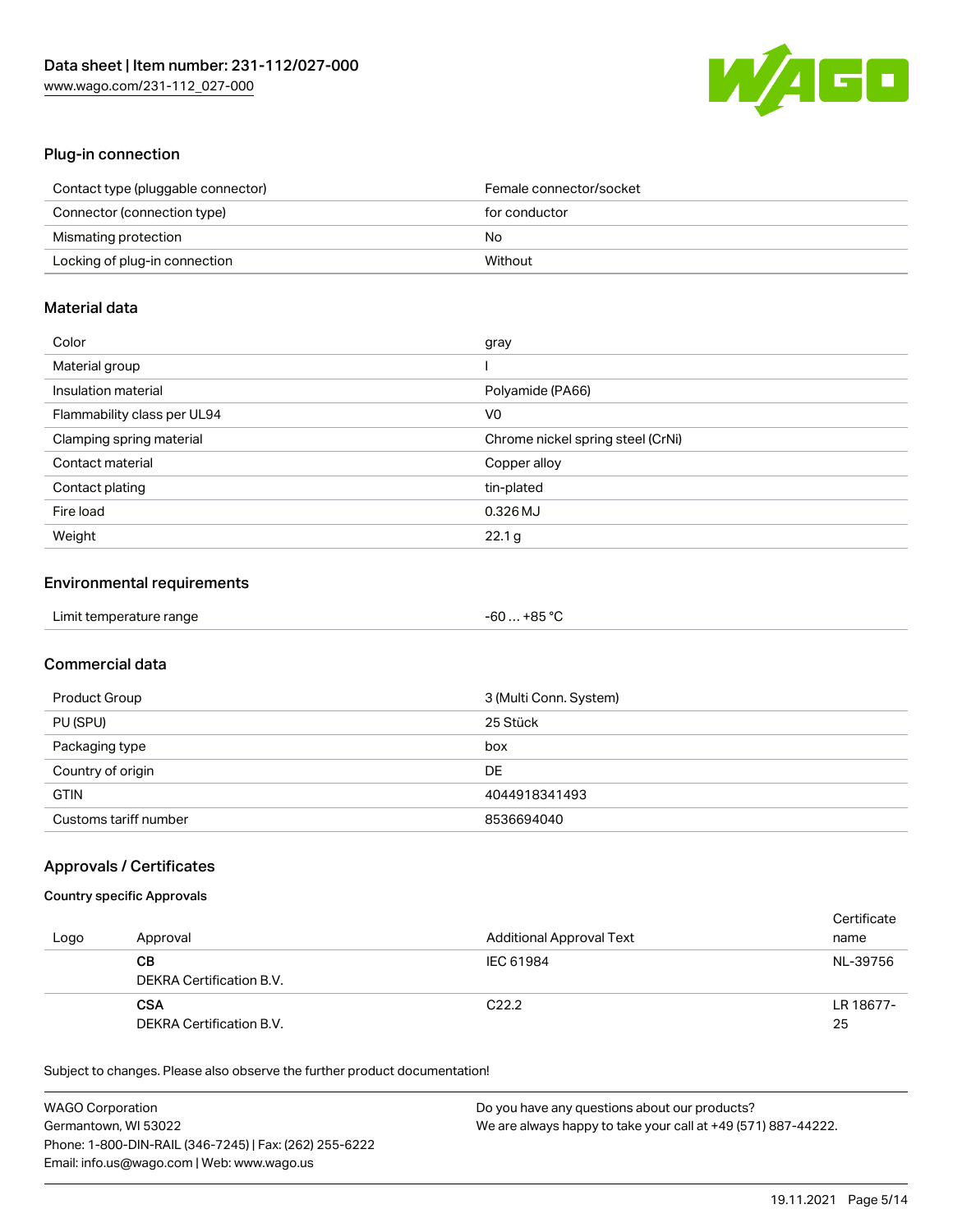## Plug-in connection

| | |
|---|---|
| Contact type (pluggable connector) | Female connector/socket |
| Connector (connection type) | for conductor |
| Mismating protection | No |
| Locking of plug-in connection | Without |

## Material data

| | |
|---|---|
| Color | gray |
| Material group | I |
| Insulation material | Polyamide (PA66) |
| Flammability class per UL94 | V0 |
| Clamping spring material | Chrome nickel spring steel (CrNi) |
| Contact material | Copper alloy |
| Contact plating | tin-plated |
| Fire load | 0.326 MJ |
| Weight | 22.1 g |

## Environmental requirements

| | |
|---|---|
| Limit temperature range | -60 … +85 °C |

## Commercial data

| | |
|---|---|
| Product Group | 3 (Multi Conn. System) |
| PU (SPU) | 25 Stück |
| Packaging type | box |
| Country of origin | DE |
| GTIN | 4044918341493 |
| Customs tariff number | 8536694040 |

## Approvals / Certificates

### Country specific Approvals

| Logo | Approval | Additional Approval Text | Certificate name |
|---|---|---|---|
| | **CB** DEKRA Certification B.V. | IEC 61984 | NL-39756 |
| | **CSA** DEKRA Certification B.V. | C22.2 | LR 18677-25 |

Subject to changes. Please also observe the further product documentation!

WAGO Corporation
Germantown, WI 53022
Phone: 1-800-DIN-RAIL (346-7245) | Fax: (262) 255-6222
Email: info.us@wago.com | Web: www.wago.us

Do you have any questions about our products?
We are always happy to take your call at +49 (571) 887-44222.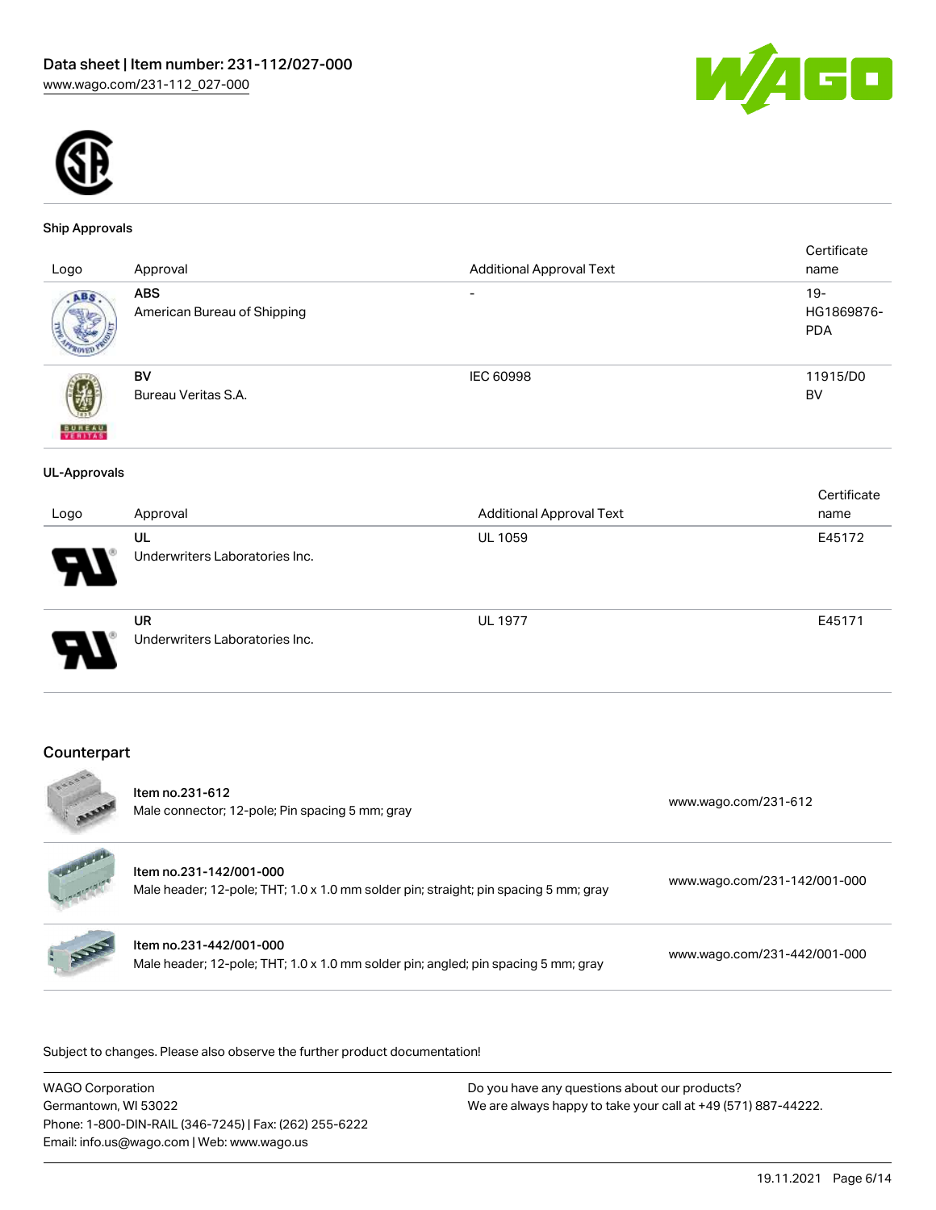### Ship Approvals

| Logo | Approval | Additional Approval Text | Certificate name |
|---|---|---|---|
| | **ABS** American Bureau of Shipping | - | 19-HG1869876-PDA |
| | **BV** Bureau Veritas S.A. | IEC 60998 | 11915/D0 BV |

### UL-Approvals

| Logo | Approval | Additional Approval Text | Certificate name |
|---|---|---|---|
| | **UL** Underwriters Laboratories Inc. | UL 1059 | E45172 |
| | **UR** Underwriters Laboratories Inc. | UL 1977 | E45171 |

## Counterpart

| | | |
|---|---|---|
| | Item no.231-612 Male connector; 12-pole; Pin spacing 5 mm; gray | www.wago.com/231-612 |
| | Item no.231-142/001-000 Male header; 12-pole; THT; 1.0 x 1.0 mm solder pin; straight; pin spacing 5 mm; gray | www.wago.com/231-142/001-000 |
| | Item no.231-442/001-000 Male header; 12-pole; THT; 1.0 x 1.0 mm solder pin; angled; pin spacing 5 mm; gray | www.wago.com/231-442/001-000 |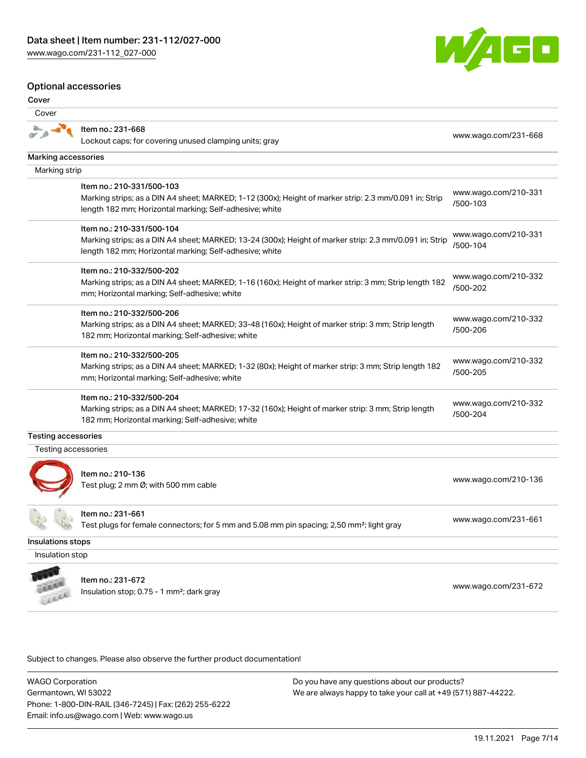## Optional accessories

### Cover

| Cover | |
| --- | --- |
| Item no.: 231-668<br>Lockout caps; for covering unused clamping units; gray | www.wago.com/231-668 |

### Marking accessories

| Marking strip | |
| --- | --- |
| Item no.: 210-331/500-103<br>Marking strips; as a DIN A4 sheet; MARKED; 1-12 (300x); Height of marker strip: 2.3 mm/0.091 in; Strip length 182 mm; Horizontal marking; Self-adhesive; white | www.wago.com/210-331/500-103 |
| Item no.: 210-331/500-104<br>Marking strips; as a DIN A4 sheet; MARKED; 13-24 (300x); Height of marker strip: 2.3 mm/0.091 in; Strip length 182 mm; Horizontal marking; Self-adhesive; white | www.wago.com/210-331/500-104 |
| Item no.: 210-332/500-202<br>Marking strips; as a DIN A4 sheet; MARKED; 1-16 (160x); Height of marker strip: 3 mm; Strip length 182 mm; Horizontal marking; Self-adhesive; white | www.wago.com/210-332/500-202 |
| Item no.: 210-332/500-206<br>Marking strips; as a DIN A4 sheet; MARKED; 33-48 (160x); Height of marker strip: 3 mm; Strip length 182 mm; Horizontal marking; Self-adhesive; white | www.wago.com/210-332/500-206 |
| Item no.: 210-332/500-205<br>Marking strips; as a DIN A4 sheet; MARKED; 1-32 (80x); Height of marker strip: 3 mm; Strip length 182 mm; Horizontal marking; Self-adhesive; white | www.wago.com/210-332/500-205 |
| Item no.: 210-332/500-204<br>Marking strips; as a DIN A4 sheet; MARKED; 17-32 (160x); Height of marker strip: 3 mm; Strip length 182 mm; Horizontal marking; Self-adhesive; white | www.wago.com/210-332/500-204 |

### Testing accessories

| Testing accessories | |
| --- | --- |
| Item no.: 210-136<br>Test plug; 2 mm Ø; with 500 mm cable | www.wago.com/210-136 |
| Item no.: 231-661<br>Test plugs for female connectors; for 5 mm and 5.08 mm pin spacing; 2,50 mm²; light gray | www.wago.com/231-661 |

### Insulations stops

| Insulation stop | |
| --- | --- |
| Item no.: 231-672<br>Insulation stop; 0.75 - 1 mm²; dark gray | www.wago.com/231-672 |

Subject to changes. Please also observe the further product documentation!

WAGO Corporation
Germantown, WI 53022
Phone: 1-800-DIN-RAIL (346-7245) | Fax: (262) 255-6222
Email: info.us@wago.com | Web: www.wago.us

Do you have any questions about our products?
We are always happy to take your call at +49 (571) 887-44222.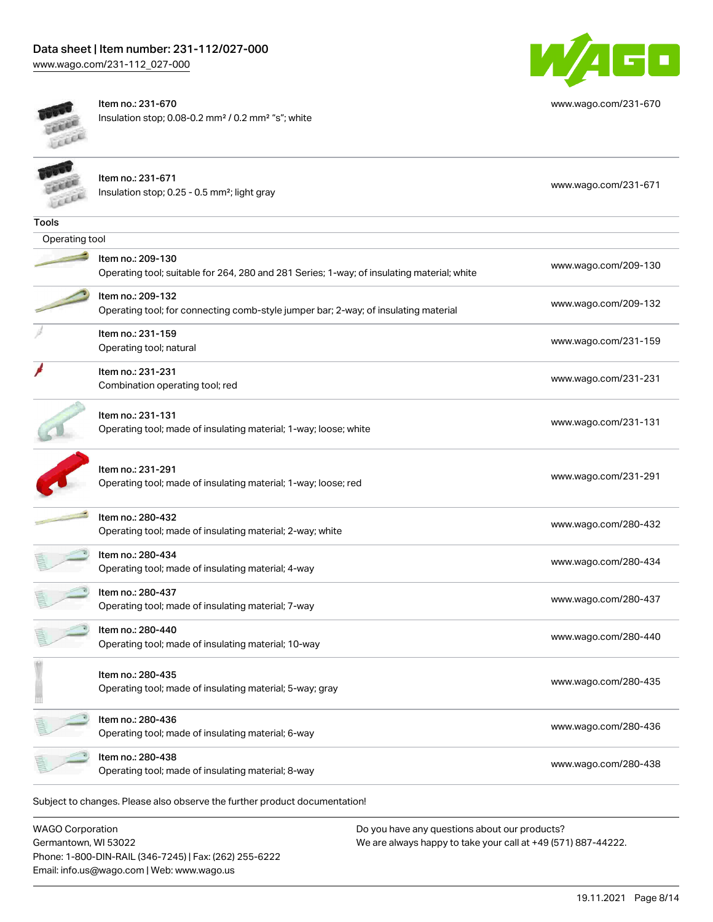| | | |
|---|---|---|
| | Item no.: 231-670<br>Insulation stop; 0.08-0.2 mm² / 0.2 mm² "s"; white | www.wago.com/231-670 |
| | Item no.: 231-671<br>Insulation stop; 0.25 - 0.5 mm²; light gray | www.wago.com/231-671 |

## Tools

### Operating tool

| | | |
|---|---|---|
| | Item no.: 209-130<br>Operating tool; suitable for 264, 280 and 281 Series; 1-way; of insulating material; white | www.wago.com/209-130 |
| | Item no.: 209-132<br>Operating tool; for connecting comb-style jumper bar; 2-way; of insulating material | www.wago.com/209-132 |
| | Item no.: 231-159<br>Operating tool; natural | www.wago.com/231-159 |
| | Item no.: 231-231<br>Combination operating tool; red | www.wago.com/231-231 |
| | Item no.: 231-131<br>Operating tool; made of insulating material; 1-way; loose; white | www.wago.com/231-131 |
| | Item no.: 231-291<br>Operating tool; made of insulating material; 1-way; loose; red | www.wago.com/231-291 |
| | Item no.: 280-432<br>Operating tool; made of insulating material; 2-way; white | www.wago.com/280-432 |
| | Item no.: 280-434<br>Operating tool; made of insulating material; 4-way | www.wago.com/280-434 |
| | Item no.: 280-437<br>Operating tool; made of insulating material; 7-way | www.wago.com/280-437 |
| | Item no.: 280-440<br>Operating tool; made of insulating material; 10-way | www.wago.com/280-440 |
| | Item no.: 280-435<br>Operating tool; made of insulating material; 5-way; gray | www.wago.com/280-435 |
| | Item no.: 280-436<br>Operating tool; made of insulating material; 6-way | www.wago.com/280-436 |
| | Item no.: 280-438<br>Operating tool; made of insulating material; 8-way | www.wago.com/280-438 |

Subject to changes. Please also observe the further product documentation!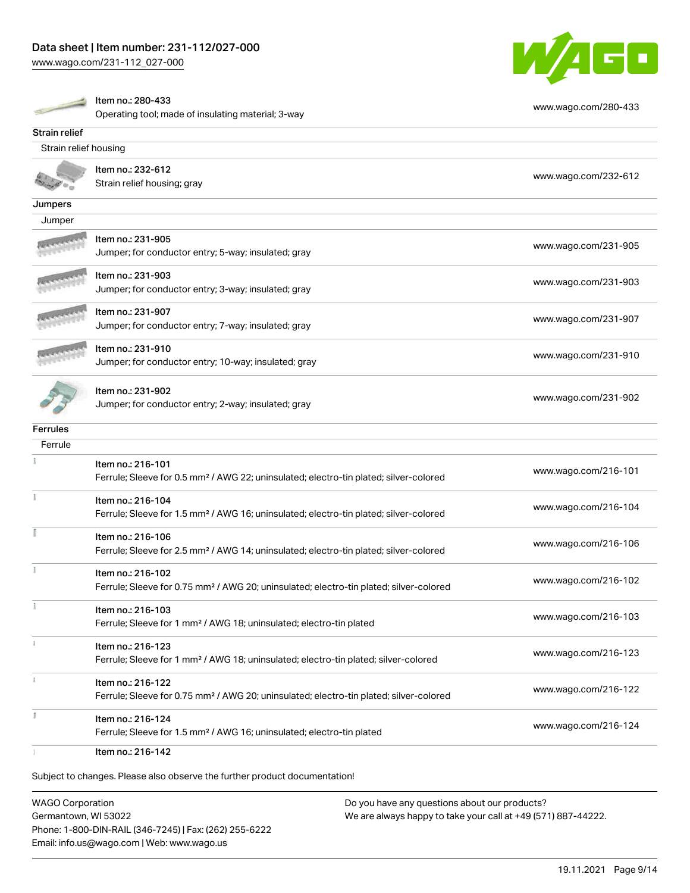| | | |
|---|---|---|
| | Item no.: 280-433<br>Operating tool; made of insulating material; 3-way | www.wago.com/280-433 |

**Strain relief**

Strain relief housing

| | | |
|---|---|---|
| | Item no.: 232-612<br>Strain relief housing; gray | www.wago.com/232-612 |

**Jumpers**

Jumper

| | | |
|---|---|---|
| | Item no.: 231-905<br>Jumper; for conductor entry; 5-way; insulated; gray | www.wago.com/231-905 |
| | Item no.: 231-903<br>Jumper; for conductor entry; 3-way; insulated; gray | www.wago.com/231-903 |
| | Item no.: 231-907<br>Jumper; for conductor entry; 7-way; insulated; gray | www.wago.com/231-907 |
| | Item no.: 231-910<br>Jumper; for conductor entry; 10-way; insulated; gray | www.wago.com/231-910 |
| | Item no.: 231-902<br>Jumper; for conductor entry; 2-way; insulated; gray | www.wago.com/231-902 |

**Ferrules**

Ferrule

| | | |
|---|---|---|
| | Item no.: 216-101<br>Ferrule; Sleeve for 0.5 mm² / AWG 22; uninsulated; electro-tin plated; silver-colored | www.wago.com/216-101 |
| | Item no.: 216-104<br>Ferrule; Sleeve for 1.5 mm² / AWG 16; uninsulated; electro-tin plated; silver-colored | www.wago.com/216-104 |
| | Item no.: 216-106<br>Ferrule; Sleeve for 2.5 mm² / AWG 14; uninsulated; electro-tin plated; silver-colored | www.wago.com/216-106 |
| | Item no.: 216-102<br>Ferrule; Sleeve for 0.75 mm² / AWG 20; uninsulated; electro-tin plated; silver-colored | www.wago.com/216-102 |
| | Item no.: 216-103<br>Ferrule; Sleeve for 1 mm² / AWG 18; uninsulated; electro-tin plated | www.wago.com/216-103 |
| | Item no.: 216-123<br>Ferrule; Sleeve for 1 mm² / AWG 18; uninsulated; electro-tin plated; silver-colored | www.wago.com/216-123 |
| | Item no.: 216-122<br>Ferrule; Sleeve for 0.75 mm² / AWG 20; uninsulated; electro-tin plated; silver-colored | www.wago.com/216-122 |
| | Item no.: 216-124<br>Ferrule; Sleeve for 1.5 mm² / AWG 16; uninsulated; electro-tin plated | www.wago.com/216-124 |
| | Item no.: 216-142 | |

Subject to changes. Please also observe the further product documentation!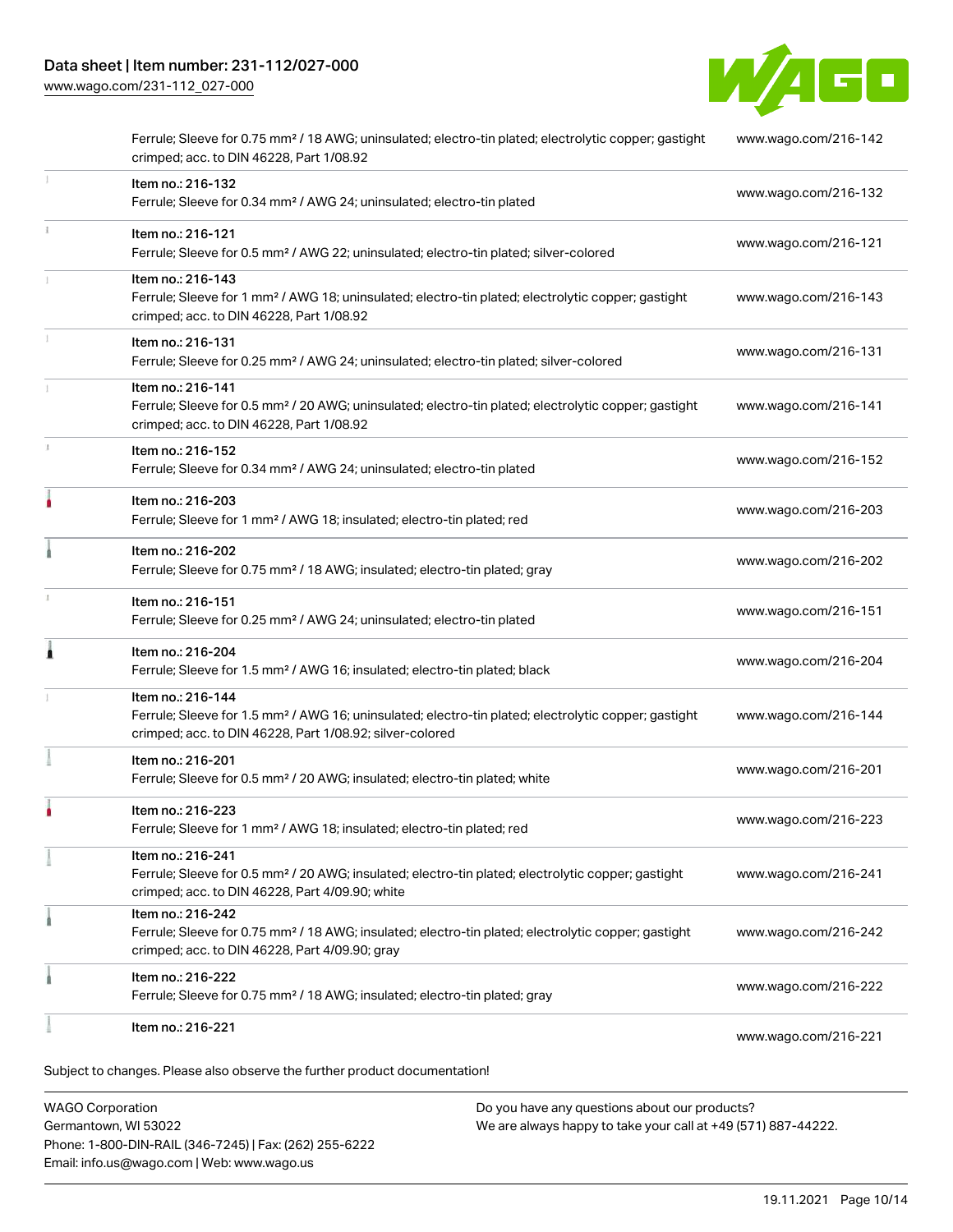| Description | Link |
| --- | --- |
| Ferrule; Sleeve for 0.75 mm² / 18 AWG; uninsulated; electro-tin plated; electrolytic copper; gastight crimped; acc. to DIN 46228, Part 1/08.92 | www.wago.com/216-142 |
| Item no.: 216-132<br>Ferrule; Sleeve for 0.34 mm² / AWG 24; uninsulated; electro-tin plated | www.wago.com/216-132 |
| Item no.: 216-121<br>Ferrule; Sleeve for 0.5 mm² / AWG 22; uninsulated; electro-tin plated; silver-colored | www.wago.com/216-121 |
| Item no.: 216-143<br>Ferrule; Sleeve for 1 mm² / AWG 18; uninsulated; electro-tin plated; electrolytic copper; gastight crimped; acc. to DIN 46228, Part 1/08.92 | www.wago.com/216-143 |
| Item no.: 216-131<br>Ferrule; Sleeve for 0.25 mm² / AWG 24; uninsulated; electro-tin plated; silver-colored | www.wago.com/216-131 |
| Item no.: 216-141<br>Ferrule; Sleeve for 0.5 mm² / 20 AWG; uninsulated; electro-tin plated; electrolytic copper; gastight crimped; acc. to DIN 46228, Part 1/08.92 | www.wago.com/216-141 |
| Item no.: 216-152<br>Ferrule; Sleeve for 0.34 mm² / AWG 24; uninsulated; electro-tin plated | www.wago.com/216-152 |
| Item no.: 216-203<br>Ferrule; Sleeve for 1 mm² / AWG 18; insulated; electro-tin plated; red | www.wago.com/216-203 |
| Item no.: 216-202<br>Ferrule; Sleeve for 0.75 mm² / 18 AWG; insulated; electro-tin plated; gray | www.wago.com/216-202 |
| Item no.: 216-151<br>Ferrule; Sleeve for 0.25 mm² / AWG 24; uninsulated; electro-tin plated | www.wago.com/216-151 |
| Item no.: 216-204<br>Ferrule; Sleeve for 1.5 mm² / AWG 16; insulated; electro-tin plated; black | www.wago.com/216-204 |
| Item no.: 216-144<br>Ferrule; Sleeve for 1.5 mm² / AWG 16; uninsulated; electro-tin plated; electrolytic copper; gastight crimped; acc. to DIN 46228, Part 1/08.92; silver-colored | www.wago.com/216-144 |
| Item no.: 216-201<br>Ferrule; Sleeve for 0.5 mm² / 20 AWG; insulated; electro-tin plated; white | www.wago.com/216-201 |
| Item no.: 216-223<br>Ferrule; Sleeve for 1 mm² / AWG 18; insulated; electro-tin plated; red | www.wago.com/216-223 |
| Item no.: 216-241<br>Ferrule; Sleeve for 0.5 mm² / 20 AWG; insulated; electro-tin plated; electrolytic copper; gastight crimped; acc. to DIN 46228, Part 4/09.90; white | www.wago.com/216-241 |
| Item no.: 216-242<br>Ferrule; Sleeve for 0.75 mm² / 18 AWG; insulated; electro-tin plated; electrolytic copper; gastight crimped; acc. to DIN 46228, Part 4/09.90; gray | www.wago.com/216-242 |
| Item no.: 216-222<br>Ferrule; Sleeve for 0.75 mm² / 18 AWG; insulated; electro-tin plated; gray | www.wago.com/216-222 |
| Item no.: 216-221 | www.wago.com/216-221 |

Subject to changes. Please also observe the further product documentation!

WAGO Corporation
Germantown, WI 53022
Phone: 1-800-DIN-RAIL (346-7245) | Fax: (262) 255-6222
Email: info.us@wago.com | Web: www.wago.us

Do you have any questions about our products?
We are always happy to take your call at +49 (571) 887-44222.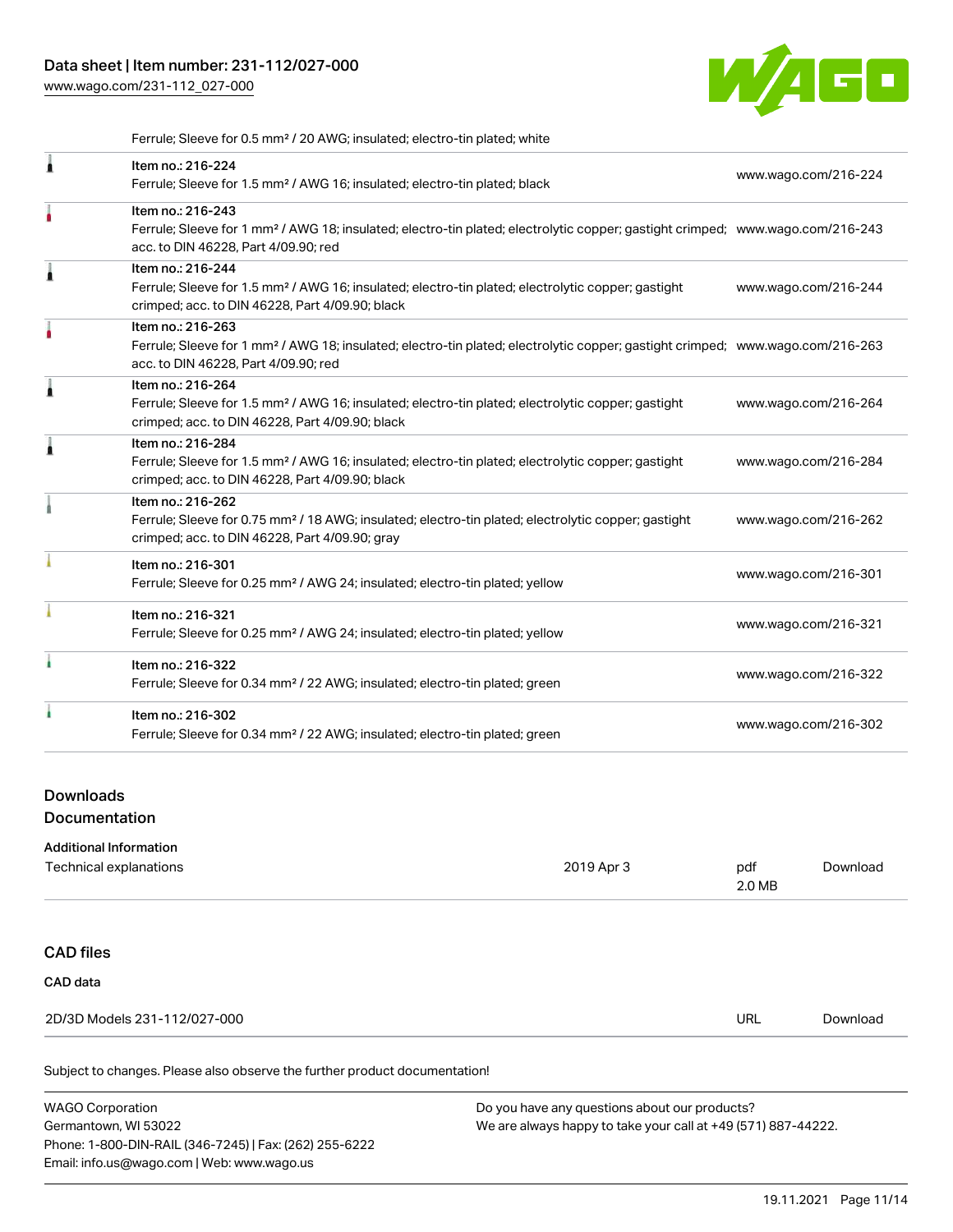Ferrule; Sleeve for 0.5 mm² / 20 AWG; insulated; electro-tin plated; white

| Item | URL |
| --- | --- |
| Item no.: 216-224<br>Ferrule; Sleeve for 1.5 mm² / AWG 16; insulated; electro-tin plated; black | www.wago.com/216-224 |
| Item no.: 216-243<br>Ferrule; Sleeve for 1 mm² / AWG 18; insulated; electro-tin plated; electrolytic copper; gastight crimped; acc. to DIN 46228, Part 4/09.90; red | www.wago.com/216-243 |
| Item no.: 216-244<br>Ferrule; Sleeve for 1.5 mm² / AWG 16; insulated; electro-tin plated; electrolytic copper; gastight crimped; acc. to DIN 46228, Part 4/09.90; black | www.wago.com/216-244 |
| Item no.: 216-263<br>Ferrule; Sleeve for 1 mm² / AWG 18; insulated; electro-tin plated; electrolytic copper; gastight crimped; acc. to DIN 46228, Part 4/09.90; red | www.wago.com/216-263 |
| Item no.: 216-264<br>Ferrule; Sleeve for 1.5 mm² / AWG 16; insulated; electro-tin plated; electrolytic copper; gastight crimped; acc. to DIN 46228, Part 4/09.90; black | www.wago.com/216-264 |
| Item no.: 216-284<br>Ferrule; Sleeve for 1.5 mm² / AWG 16; insulated; electro-tin plated; electrolytic copper; gastight crimped; acc. to DIN 46228, Part 4/09.90; black | www.wago.com/216-284 |
| Item no.: 216-262<br>Ferrule; Sleeve for 0.75 mm² / 18 AWG; insulated; electro-tin plated; electrolytic copper; gastight crimped; acc. to DIN 46228, Part 4/09.90; gray | www.wago.com/216-262 |
| Item no.: 216-301<br>Ferrule; Sleeve for 0.25 mm² / AWG 24; insulated; electro-tin plated; yellow | www.wago.com/216-301 |
| Item no.: 216-321<br>Ferrule; Sleeve for 0.25 mm² / AWG 24; insulated; electro-tin plated; yellow | www.wago.com/216-321 |
| Item no.: 216-322<br>Ferrule; Sleeve for 0.34 mm² / 22 AWG; insulated; electro-tin plated; green | www.wago.com/216-322 |
| Item no.: 216-302<br>Ferrule; Sleeve for 0.34 mm² / 22 AWG; insulated; electro-tin plated; green | www.wago.com/216-302 |

## Downloads

## Documentation

### Additional Information

| Technical explanations | 2019 Apr 3 | pdf<br>2.0 MB | Download |
| --- | --- | --- | --- |

## CAD files

### CAD data

| 2D/3D Models 231-112/027-000 | URL | Download |
| --- | --- | --- |

Subject to changes. Please also observe the further product documentation!

WAGO Corporation
Germantown, WI 53022
Phone: 1-800-DIN-RAIL (346-7245) | Fax: (262) 255-6222
Email: info.us@wago.com | Web: www.wago.us

Do you have any questions about our products?
We are always happy to take your call at +49 (571) 887-44222.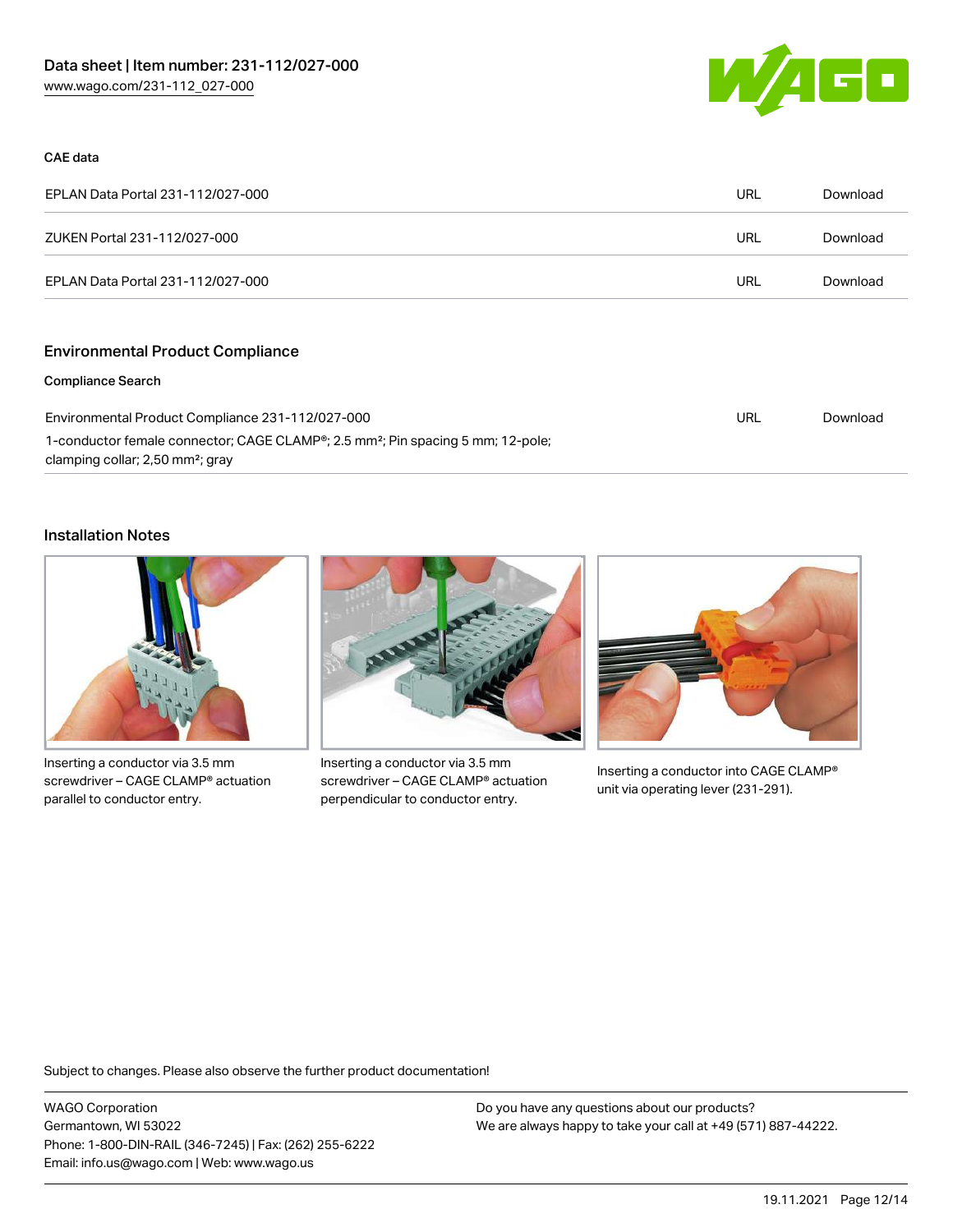### CAE data

| | | |
|---|---|---|
| EPLAN Data Portal 231-112/027-000 | URL | Download |
| ZUKEN Portal 231-112/027-000 | URL | Download |
| EPLAN Data Portal 231-112/027-000 | URL | Download |

## Environmental Product Compliance

### Compliance Search

| | | |
|---|---|---|
| Environmental Product Compliance 231-112/027-000<br>1-conductor female connector; CAGE CLAMP®; 2.5 mm²; Pin spacing 5 mm; 12-pole; clamping collar; 2,50 mm²; gray | URL | Download |

## Installation Notes

Inserting a conductor via 3.5 mm screwdriver – CAGE CLAMP® actuation parallel to conductor entry.

Inserting a conductor via 3.5 mm screwdriver – CAGE CLAMP® actuation perpendicular to conductor entry.

Inserting a conductor into CAGE CLAMP® unit via operating lever (231-291).

Subject to changes. Please also observe the further product documentation!

WAGO Corporation
Germantown, WI 53022
Phone: 1-800-DIN-RAIL (346-7245) | Fax: (262) 255-6222
Email: info.us@wago.com | Web: www.wago.us

Do you have any questions about our products?
We are always happy to take your call at +49 (571) 887-44222.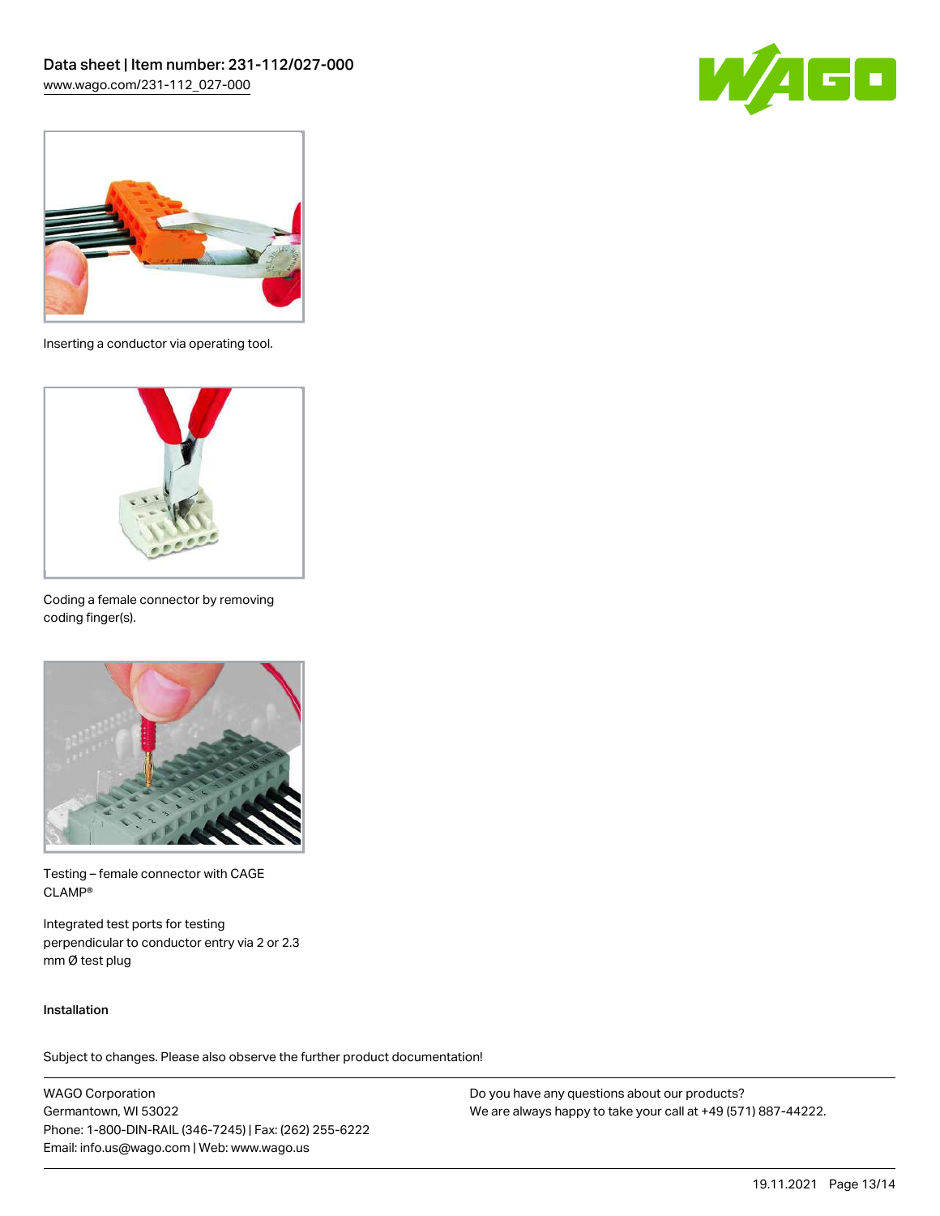Inserting a conductor via operating tool.

Coding a female connector by removing coding finger(s).

Testing – female connector with CAGE CLAMP®

Integrated test ports for testing perpendicular to conductor entry via 2 or 2.3 mm Ø test plug

Installation

Subject to changes. Please also observe the further product documentation!

WAGO Corporation
Germantown, WI 53022
Phone: 1-800-DIN-RAIL (346-7245) | Fax: (262) 255-6222
Email: info.us@wago.com | Web: www.wago.us

Do you have any questions about our products?
We are always happy to take your call at +49 (571) 887-44222.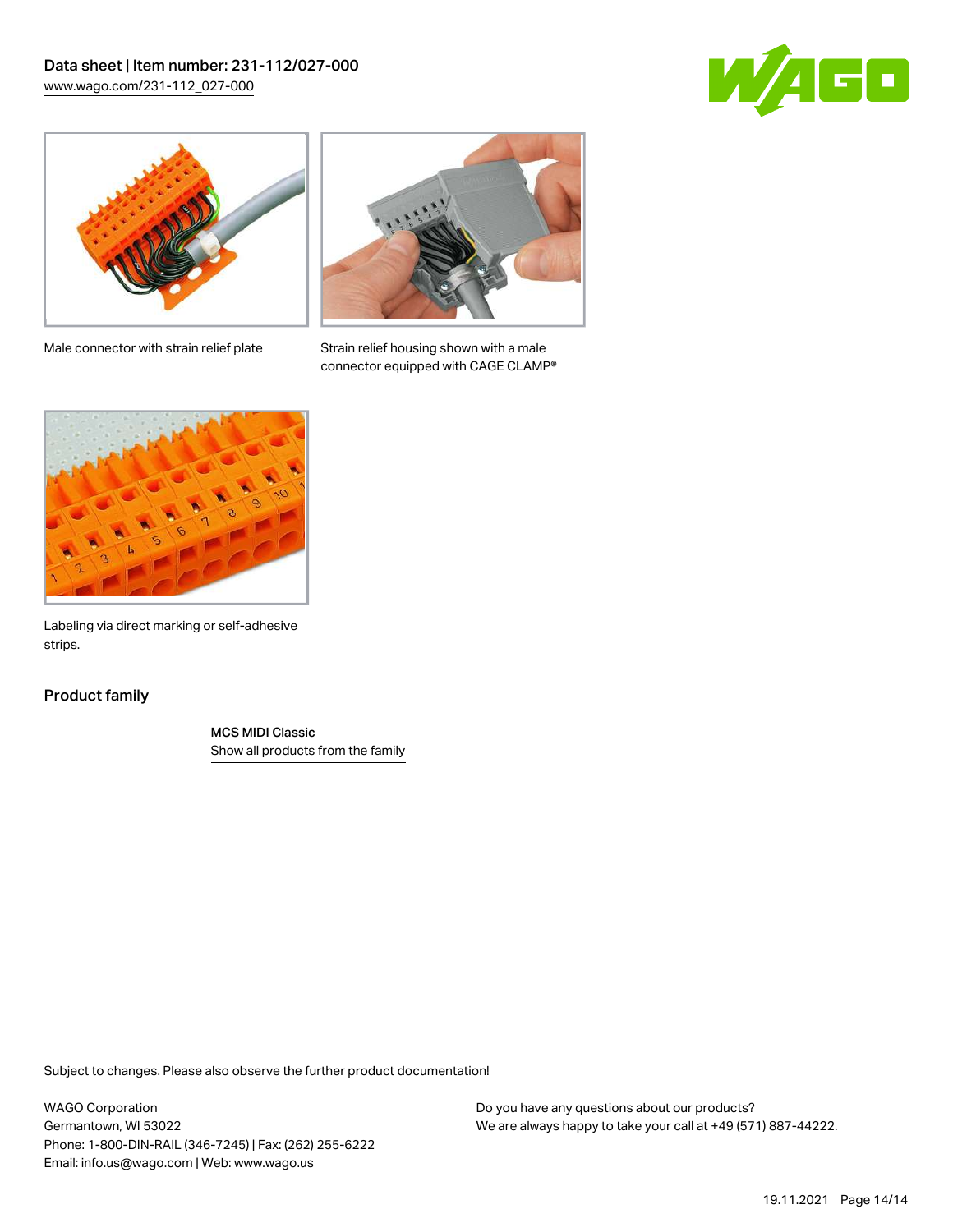Male connector with strain relief plate

Strain relief housing shown with a male connector equipped with CAGE CLAMP®

Labeling via direct marking or self-adhesive strips.

## Product family

**MCS MIDI Classic**
Show all products from the family

Subject to changes. Please also observe the further product documentation!

WAGO Corporation
Germantown, WI 53022
Phone: 1-800-DIN-RAIL (346-7245) | Fax: (262) 255-6222
Email: info.us@wago.com | Web: www.wago.us

Do you have any questions about our products?
We are always happy to take your call at +49 (571) 887-44222.